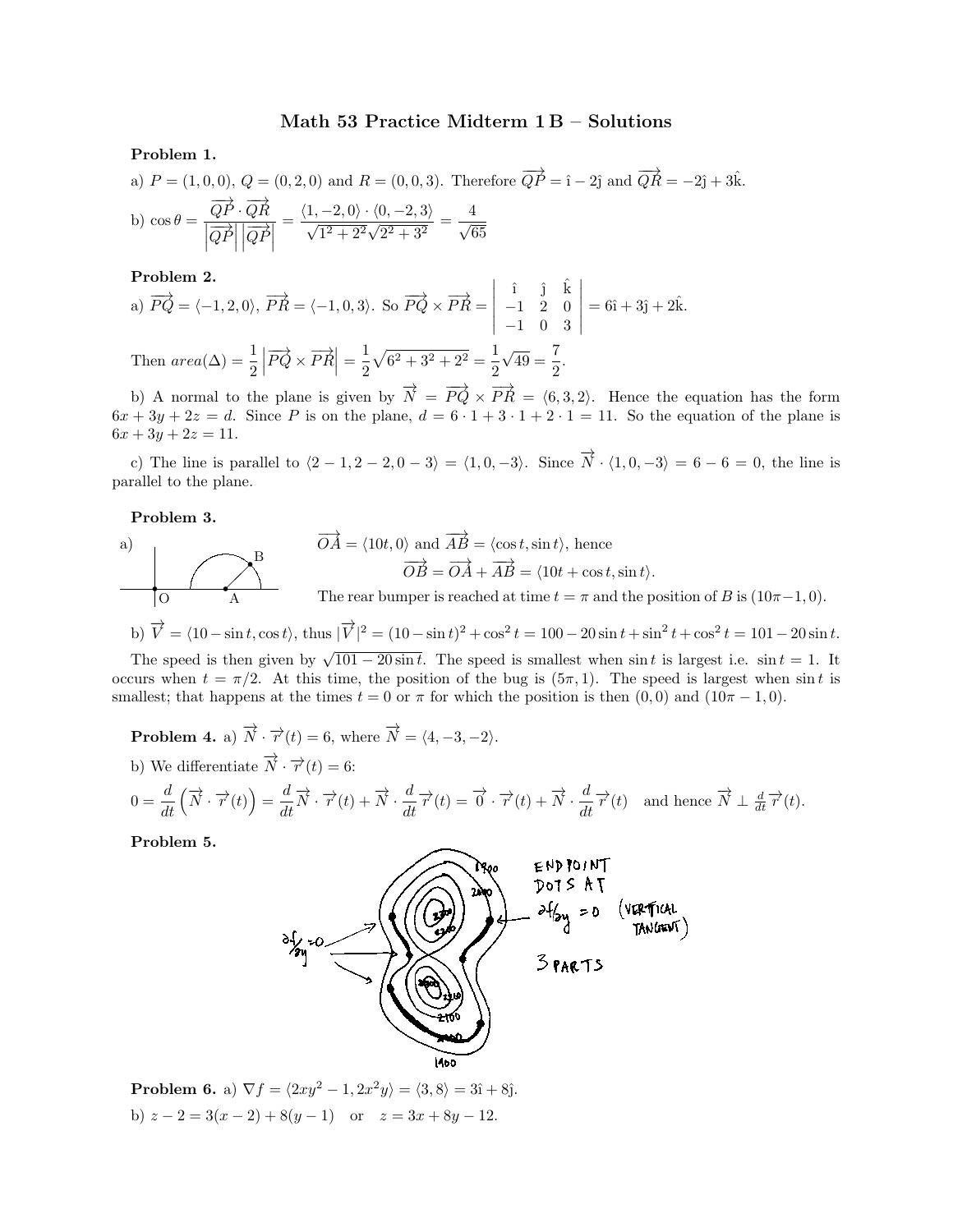# Math 53 Practice Midterm 1 B – Solutions

**Problem 1.**

a) $P = (1,0,0)$, $Q = (0,2,0)$ and $R = (0,0,3)$. Therefore $\overrightarrow{QP} = \hat{\imath} - 2\hat{\jmath}$ and $\overrightarrow{QR} = -2\hat{\jmath} + 3\hat{k}$.

b) $\cos\theta = \dfrac{\overrightarrow{QP}\cdot\overrightarrow{QR}}{\left|\overrightarrow{QP}\right|\left|\overrightarrow{QP}\right|} = \dfrac{\langle 1,-2,0\rangle\cdot\langle 0,-2,3\rangle}{\sqrt{1^2+2^2}\sqrt{2^2+3^2}} = \dfrac{4}{\sqrt{65}}$

**Problem 2.**

a) $\overrightarrow{PQ} = \langle -1,2,0\rangle$, $\overrightarrow{PR} = \langle -1,0,3\rangle$. So $\overrightarrow{PQ}\times\overrightarrow{PR} = \begin{vmatrix} \hat{\imath} & \hat{\jmath} & \hat{k} \\ -1 & 2 & 0 \\ -1 & 0 & 3 \end{vmatrix} = 6\hat{\imath} + 3\hat{\jmath} + 2\hat{k}$.

Then $area(\Delta) = \dfrac{1}{2}\left|\overrightarrow{PQ}\times\overrightarrow{PR}\right| = \dfrac{1}{2}\sqrt{6^2+3^2+2^2} = \dfrac{1}{2}\sqrt{49} = \dfrac{7}{2}$.

b) A normal to the plane is given by $\overrightarrow{N} = \overrightarrow{PQ}\times\overrightarrow{PR} = \langle 6,3,2\rangle$. Hence the equation has the form $6x+3y+2z = d$. Since $P$ is on the plane, $d = 6\cdot 1 + 3\cdot 1 + 2\cdot 1 = 11$. So the equation of the plane is $6x+3y+2z = 11$.

c) The line is parallel to $\langle 2-1, 2-2, 0-3\rangle = \langle 1,0,-3\rangle$. Since $\overrightarrow{N}\cdot\langle 1,0,-3\rangle = 6-6 = 0$, the line is parallel to the plane.

**Problem 3.**

a) $\overrightarrow{OA} = \langle 10t, 0\rangle$ and $\overrightarrow{AB} = \langle \cos t, \sin t\rangle$, hence

$$\overrightarrow{OB} = \overrightarrow{OA} + \overrightarrow{AB} = \langle 10t + \cos t, \sin t\rangle.$$

The rear bumper is reached at time $t = \pi$ and the position of $B$ is $(10\pi - 1, 0)$.

b) $\overrightarrow{V} = \langle 10 - \sin t, \cos t\rangle$, thus $|\overrightarrow{V}|^2 = (10-\sin t)^2 + \cos^2 t = 100 - 20\sin t + \sin^2 t + \cos^2 t = 101 - 20\sin t$.

The speed is then given by $\sqrt{101 - 20\sin t}$. The speed is smallest when $\sin t$ is largest i.e. $\sin t = 1$. It occurs when $t = \pi/2$. At this time, the position of the bug is $(5\pi, 1)$. The speed is largest when $\sin t$ is smallest; that happens at the times $t = 0$ or $\pi$ for which the position is then $(0,0)$ and $(10\pi - 1, 0)$.

**Problem 4.** a) $\overrightarrow{N}\cdot\overrightarrow{r}(t) = 6$, where $\overrightarrow{N} = \langle 4,-3,-2\rangle$.

b) We differentiate $\overrightarrow{N}\cdot\overrightarrow{r}(t) = 6$:

$$0 = \frac{d}{dt}\left(\overrightarrow{N}\cdot\overrightarrow{r}(t)\right) = \frac{d}{dt}\overrightarrow{N}\cdot\overrightarrow{r}(t) + \overrightarrow{N}\cdot\frac{d}{dt}\overrightarrow{r}(t) = \overrightarrow{0}\cdot\overrightarrow{r}(t) + \overrightarrow{N}\cdot\frac{d}{dt}\overrightarrow{r}(t) \quad \text{and hence } \overrightarrow{N}\perp\tfrac{d}{dt}\overrightarrow{r}(t).$$

**Problem 5.**

$\partial f/\partial y = 0$

ENDPOINT DOTS AT $\partial f/\partial y = 0$ (VERTICAL TANGENT)

3 PARTS

1900, 2000, 2100, 2200, 2300, 1900, 2000, 2100, 2200, 2300

**Problem 6.** a) $\nabla f = \langle 2xy^2 - 1, 2x^2 y\rangle = \langle 3, 8\rangle = 3\hat{\imath} + 8\hat{\jmath}$.

b) $z - 2 = 3(x-2) + 8(y-1)$ or $z = 3x + 8y - 12$.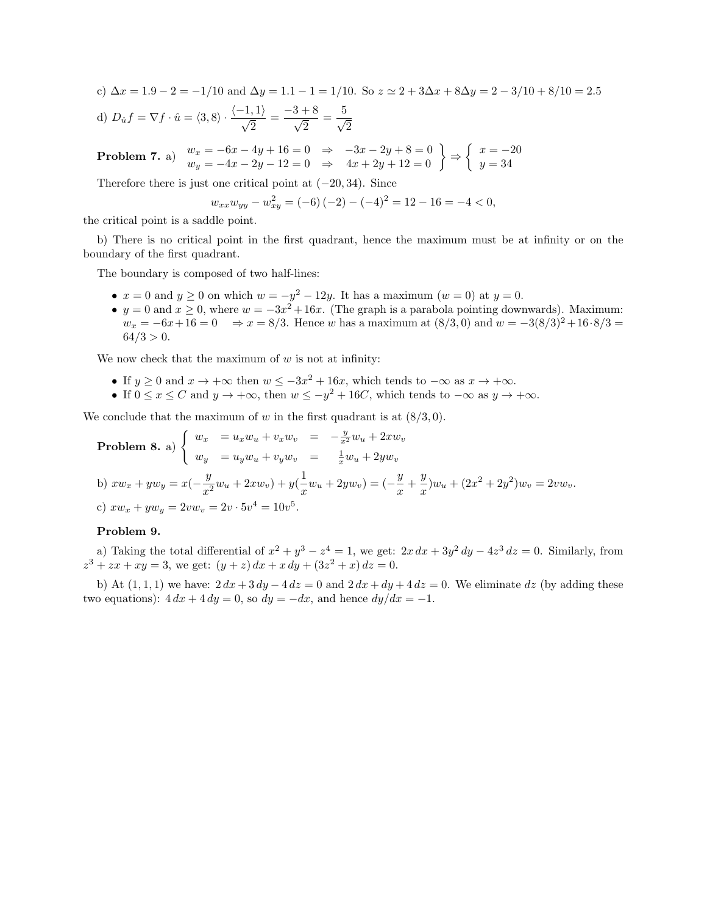c) $\Delta x = 1.9 - 2 = -1/10$ and $\Delta y = 1.1 - 1 = 1/10$. So $z \simeq 2 + 3\Delta x + 8\Delta y = 2 - 3/10 + 8/10 = 2.5$

d) $D_{\hat{u}} f = \nabla f \cdot \hat{u} = \langle 3, 8 \rangle \cdot \dfrac{\langle -1, 1 \rangle}{\sqrt{2}} = \dfrac{-3+8}{\sqrt{2}} = \dfrac{5}{\sqrt{2}}$

**Problem 7.** a) $\left.\begin{array}{lll} w_x = -6x - 4y + 16 = 0 & \Rightarrow & -3x - 2y + 8 = 0 \\ w_y = -4x - 2y - 12 = 0 & \Rightarrow & 4x + 2y + 12 = 0 \end{array}\right\} \Rightarrow \left\{\begin{array}{l} x = -20 \\ y = 34 \end{array}\right.$

Therefore there is just one critical point at $(-20, 34)$. Since

$$w_{xx} w_{yy} - w_{xy}^2 = (-6)\,(-2) - (-4)^2 = 12 - 16 = -4 < 0,$$

the critical point is a saddle point.

b) There is no critical point in the first quadrant, hence the maximum must be at infinity or on the boundary of the first quadrant.

The boundary is composed of two half-lines:

- $x = 0$ and $y \geq 0$ on which $w = -y^2 - 12y$. It has a maximum ($w = 0$) at $y = 0$.
- $y = 0$ and $x \geq 0$, where $w = -3x^2 + 16x$. (The graph is a parabola pointing downwards). Maximum: $w_x = -6x + 16 = 0 \quad \Rightarrow x = 8/3$. Hence $w$ has a maximum at $(8/3, 0)$ and $w = -3(8/3)^2 + 16 \cdot 8/3 = 64/3 > 0$.

We now check that the maximum of $w$ is not at infinity:

- If $y \geq 0$ and $x \to +\infty$ then $w \leq -3x^2 + 16x$, which tends to $-\infty$ as $x \to +\infty$.
- If $0 \leq x \leq C$ and $y \to +\infty$, then $w \leq -y^2 + 16C$, which tends to $-\infty$ as $y \to +\infty$.

We conclude that the maximum of $w$ in the first quadrant is at $(8/3, 0)$.

**Problem 8.** a) $\left\{\begin{array}{llll} w_x & = u_x w_u + v_x w_v & = & -\frac{y}{x^2} w_u + 2x w_v \\ w_y & = u_y w_u + v_y w_v & = & \frac{1}{x} w_u + 2y w_v \end{array}\right.$

b) $x w_x + y w_y = x(-\dfrac{y}{x^2} w_u + 2x w_v) + y(\dfrac{1}{x} w_u + 2y w_v) = (-\dfrac{y}{x} + \dfrac{y}{x}) w_u + (2x^2 + 2y^2) w_v = 2v w_v.$

c) $x w_x + y w_y = 2v w_v = 2v \cdot 5v^4 = 10v^5.$

**Problem 9.**

a) Taking the total differential of $x^2 + y^3 - z^4 = 1$, we get: $2x\,dx + 3y^2\,dy - 4z^3\,dz = 0$. Similarly, from $z^3 + zx + xy = 3$, we get: $(y + z)\,dx + x\,dy + (3z^2 + x)\,dz = 0$.

b) At $(1, 1, 1)$ we have: $2\,dx + 3\,dy - 4\,dz = 0$ and $2\,dx + dy + 4\,dz = 0$. We eliminate $dz$ (by adding these two equations): $4\,dx + 4\,dy = 0$, so $dy = -dx$, and hence $dy/dx = -1$.